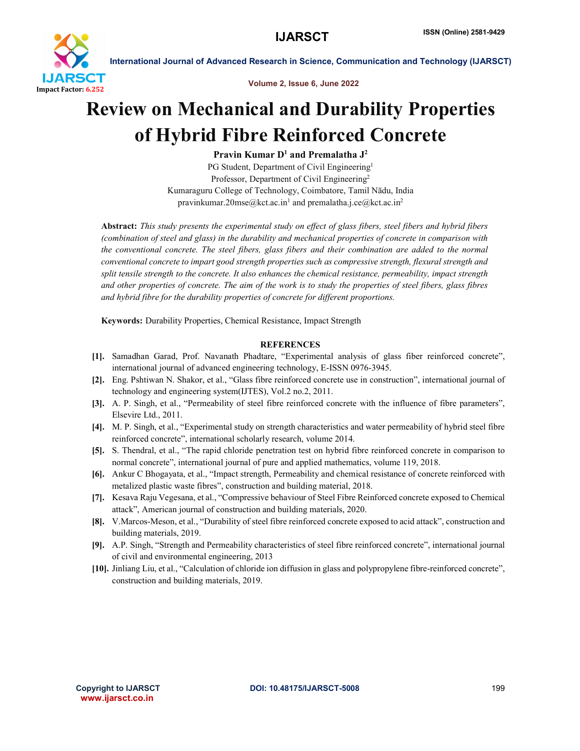# Review on Mechanical and Durability Properties of Hybrid Fibre Reinforced Concrete

**Pravin Kumar D[1] and Premalatha J[2]**

PG Student, Department of Civil Engineering[1]
Professor, Department of Civil Engineering[2]
Kumaraguru College of Technology, Coimbatore, Tamil Nādu, India
pravinkumar.20mse@kct.ac.in[1] and premalatha.j.ce@kct.ac.in[2]

**Abstract:** *This study presents the experimental study on effect of glass fibers, steel fibers and hybrid fibers (combination of steel and glass) in the durability and mechanical properties of concrete in comparison with the conventional concrete. The steel fibers, glass fibers and their combination are added to the normal conventional concrete to impart good strength properties such as compressive strength, flexural strength and split tensile strength to the concrete. It also enhances the chemical resistance, permeability, impact strength and other properties of concrete. The aim of the work is to study the properties of steel fibers, glass fibres and hybrid fibre for the durability properties of concrete for different proportions.*

**Keywords:** Durability Properties, Chemical Resistance, Impact Strength

## REFERENCES

[1]. Samadhan Garad, Prof. Navanath Phadtare, "Experimental analysis of glass fiber reinforced concrete", international journal of advanced engineering technology, E-ISSN 0976-3945.

[2]. Eng. Pshtiwan N. Shakor, et al., "Glass fibre reinforced concrete use in construction", international journal of technology and engineering system(IJTES), Vol.2 no.2, 2011.

[3]. A. P. Singh, et al., "Permeability of steel fibre reinforced concrete with the influence of fibre parameters", Elsevire Ltd., 2011.

[4]. M. P. Singh, et al., "Experimental study on strength characteristics and water permeability of hybrid steel fibre reinforced concrete", international scholarly research, volume 2014.

[5]. S. Thendral, et al., "The rapid chloride penetration test on hybrid fibre reinforced concrete in comparison to normal concrete", international journal of pure and applied mathematics, volume 119, 2018.

[6]. Ankur C Bhogayata, et al., "Impact strength, Permeability and chemical resistance of concrete reinforced with metalized plastic waste fibres", construction and building material, 2018.

[7]. Kesava Raju Vegesana, et al., "Compressive behaviour of Steel Fibre Reinforced concrete exposed to Chemical attack", American journal of construction and building materials, 2020.

[8]. V.Marcos-Meson, et al., "Durability of steel fibre reinforced concrete exposed to acid attack", construction and building materials, 2019.

[9]. A.P. Singh, "Strength and Permeability characteristics of steel fibre reinforced concrete", international journal of civil and environmental engineering, 2013

[10]. Jinliang Liu, et al., "Calculation of chloride ion diffusion in glass and polypropylene fibre-reinforced concrete", construction and building materials, 2019.